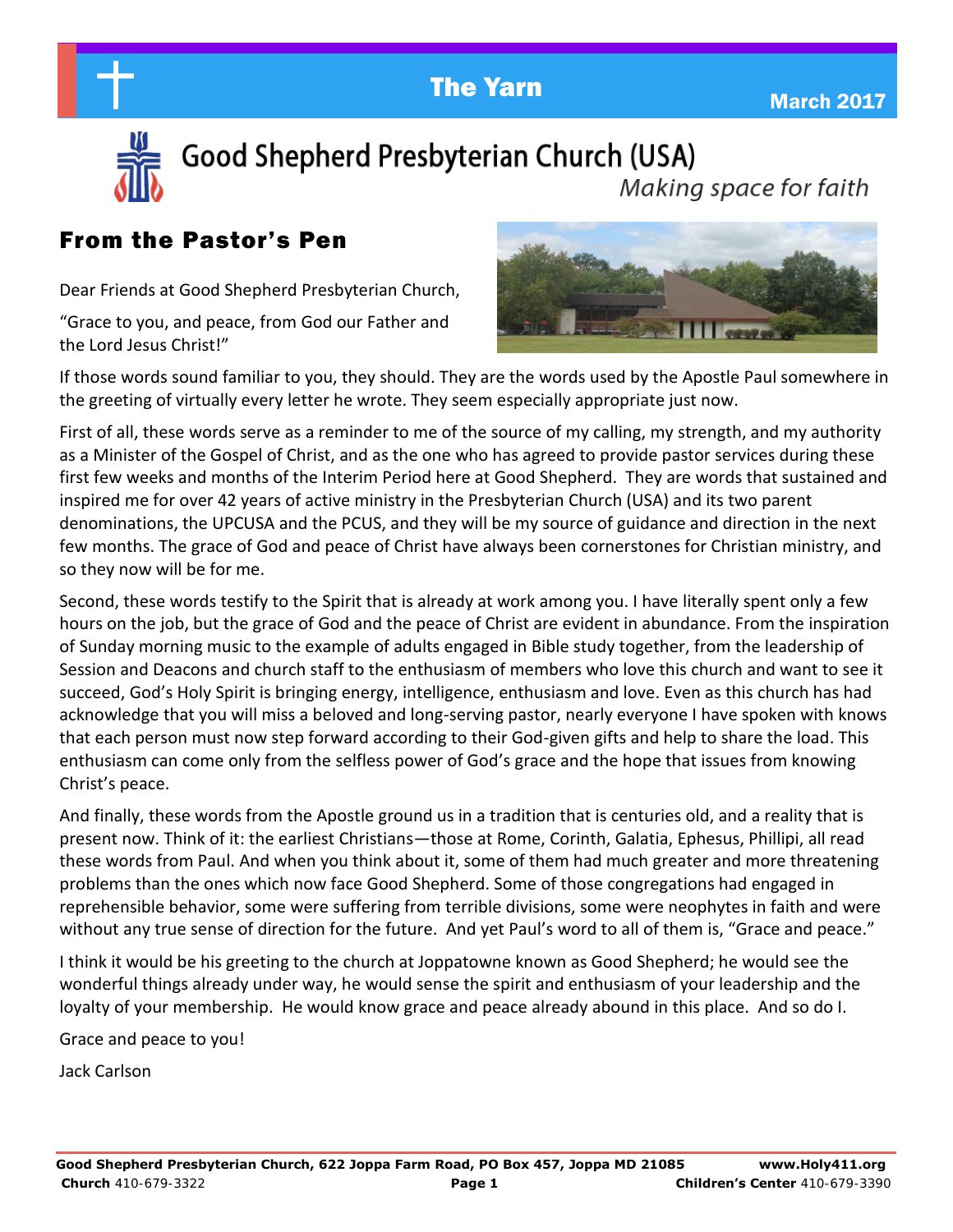# The Yarn

March 2017

## Good Shepherd Presbyterian Church (USA)

*Making space for faith*

## From the Pastor's Pen

Dear Friends at Good Shepherd Presbyterian Church,

"Grace to you, and peace, from God our Father and the Lord Jesus Christ!"

If those words sound familiar to you, they should. They are the words used by the Apostle Paul somewhere in the greeting of virtually every letter he wrote. They seem especially appropriate just now.

First of all, these words serve as a reminder to me of the source of my calling, my strength, and my authority as a Minister of the Gospel of Christ, and as the one who has agreed to provide pastor services during these first few weeks and months of the Interim Period here at Good Shepherd. They are words that sustained and inspired me for over 42 years of active ministry in the Presbyterian Church (USA) and its two parent denominations, the UPCUSA and the PCUS, and they will be my source of guidance and direction in the next few months. The grace of God and peace of Christ have always been cornerstones for Christian ministry, and so they now will be for me.

Second, these words testify to the Spirit that is already at work among you. I have literally spent only a few hours on the job, but the grace of God and the peace of Christ are evident in abundance. From the inspiration of Sunday morning music to the example of adults engaged in Bible study together, from the leadership of Session and Deacons and church staff to the enthusiasm of members who love this church and want to see it succeed, God's Holy Spirit is bringing energy, intelligence, enthusiasm and love. Even as this church has had acknowledge that you will miss a beloved and long-serving pastor, nearly everyone I have spoken with knows that each person must now step forward according to their God-given gifts and help to share the load. This enthusiasm can come only from the selfless power of God's grace and the hope that issues from knowing Christ's peace.

And finally, these words from the Apostle ground us in a tradition that is centuries old, and a reality that is present now. Think of it: the earliest Christians—those at Rome, Corinth, Galatia, Ephesus, Phillipi, all read these words from Paul. And when you think about it, some of them had much greater and more threatening problems than the ones which now face Good Shepherd. Some of those congregations had engaged in reprehensible behavior, some were suffering from terrible divisions, some were neophytes in faith and were without any true sense of direction for the future. And yet Paul's word to all of them is, "Grace and peace."

I think it would be his greeting to the church at Joppatowne known as Good Shepherd; he would see the wonderful things already under way, he would sense the spirit and enthusiasm of your leadership and the loyalty of your membership. He would know grace and peace already abound in this place. And so do I.

Grace and peace to you!

Jack Carlson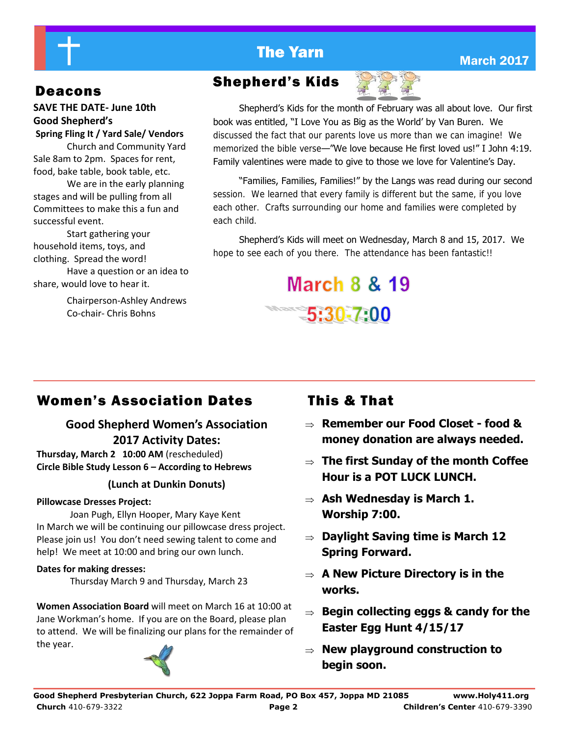# The Yarn

March 2017

## Deacons

**SAVE THE DATE- June 10th**
**Good Shepherd's**
**Spring Fling It / Yard Sale/ Vendors**

Church and Community Yard Sale 8am to 2pm. Spaces for rent, food, bake table, book table, etc.

We are in the early planning stages and will be pulling from all Committees to make this a fun and successful event.

Start gathering your household items, toys, and clothing. Spread the word!

Have a question or an idea to share, would love to hear it.

Chairperson-Ashley Andrews
Co-chair- Chris Bohns

## Shepherd's Kids

Shepherd's Kids for the month of February was all about love. Our first book was entitled, "I Love You as Big as the World' by Van Buren. We discussed the fact that our parents love us more than we can imagine! We memorized the bible verse—"We love because He first loved us!" I John 4:19. Family valentines were made to give to those we love for Valentine's Day.

"Families, Families, Families!" by the Langs was read during our second session. We learned that every family is different but the same, if you love each other. Crafts surrounding our home and families were completed by each child.

Shepherd's Kids will meet on Wednesday, March 8 and 15, 2017. We hope to see each of you there. The attendance has been fantastic!!

**March 8 & 19**
**5:30-7:00**

## Women's Association Dates

**Good Shepherd Women's Association**
**2017 Activity Dates:**

**Thursday, March 2 10:00 AM** (rescheduled)
**Circle Bible Study Lesson 6 – According to Hebrews**

**(Lunch at Dunkin Donuts)**

**Pillowcase Dresses Project:**

Joan Pugh, Ellyn Hooper, Mary Kaye Kent

In March we will be continuing our pillowcase dress project. Please join us! You don't need sewing talent to come and help! We meet at 10:00 and bring our own lunch.

**Dates for making dresses:**

Thursday March 9 and Thursday, March 23

**Women Association Board** will meet on March 16 at 10:00 at Jane Workman's home. If you are on the Board, please plan to attend. We will be finalizing our plans for the remainder of the year.

## This & That

- **Remember our Food Closet - food & money donation are always needed.**
- **The first Sunday of the month Coffee Hour is a POT LUCK LUNCH.**
- **Ash Wednesday is March 1. Worship 7:00.**
- **Daylight Saving time is March 12 Spring Forward.**
- **A New Picture Directory is in the works.**
- **Begin collecting eggs & candy for the Easter Egg Hunt 4/15/17**
- **New playground construction to begin soon.**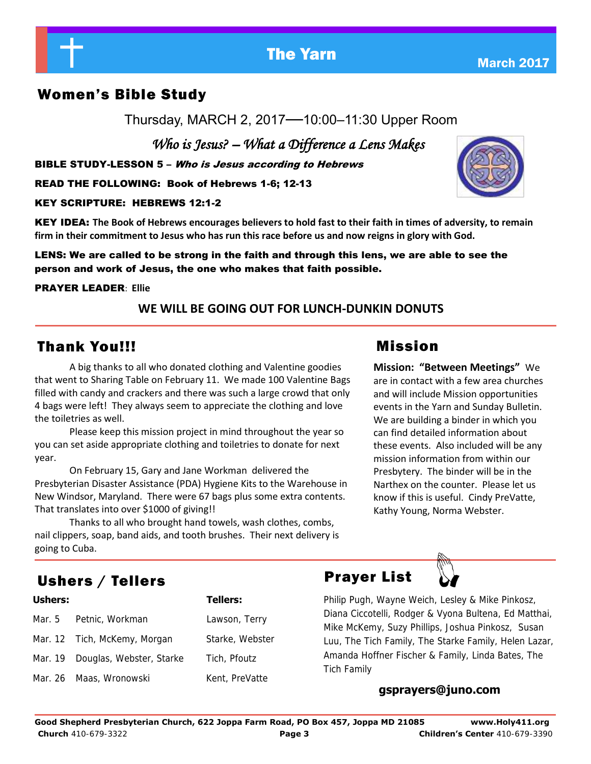## Women's Bible Study

Thursday, MARCH 2, 2017—10:00–11:30 Upper Room

*Who is Jesus? – What a Difference a Lens Makes*

**BIBLE STUDY-LESSON 5 – *Who is Jesus according to Hebrews***

**READ THE FOLLOWING: Book of Hebrews 1-6; 12-13**

**KEY SCRIPTURE: HEBREWS 12:1-2**

**KEY IDEA:** **The Book of Hebrews encourages believers to hold fast to their faith in times of adversity, to remain firm in their commitment to Jesus who has run this race before us and now reigns in glory with God.**

**LENS: We are called to be strong in the faith and through this lens, we are able to see the person and work of Jesus, the one who makes that faith possible.**

**PRAYER LEADER**: **Ellie**

**WE WILL BE GOING OUT FOR LUNCH-DUNKIN DONUTS**

## Thank You!!!

A big thanks to all who donated clothing and Valentine goodies that went to Sharing Table on February 11. We made 100 Valentine Bags filled with candy and crackers and there was such a large crowd that only 4 bags were left! They always seem to appreciate the clothing and love the toiletries as well.

Please keep this mission project in mind throughout the year so you can set aside appropriate clothing and toiletries to donate for next year.

On February 15, Gary and Jane Workman delivered the Presbyterian Disaster Assistance (PDA) Hygiene Kits to the Warehouse in New Windsor, Maryland. There were 67 bags plus some extra contents. That translates into over $1000 of giving!!

Thanks to all who brought hand towels, wash clothes, combs, nail clippers, soap, band aids, and tooth brushes. Their next delivery is going to Cuba.

## Mission

**Mission: "Between Meetings"** We are in contact with a few area churches and will include Mission opportunities events in the Yarn and Sunday Bulletin. We are building a binder in which you can find detailed information about these events. Also included will be any mission information from within our Presbytery. The binder will be in the Narthex on the counter. Please let us know if this is useful. Cindy PreVatte, Kathy Young, Norma Webster.

## Ushers / Tellers

| | Ushers: | Tellers: |
|---|---|---|
| Mar. 5 | Petnic, Workman | Lawson, Terry |
| Mar. 12 | Tich, McKemy, Morgan | Starke, Webster |
| Mar. 19 | Douglas, Webster, Starke | Tich, Pfoutz |
| Mar. 26 | Maas, Wronowski | Kent, PreVatte |

## Prayer List

Philip Pugh, Wayne Weich, Lesley & Mike Pinkosz, Diana Ciccotelli, Rodger & Vyona Bultena, Ed Matthai, Mike McKemy, Suzy Phillips, Joshua Pinkosz, Susan Luu, The Tich Family, The Starke Family, Helen Lazar, Amanda Hoffner Fischer & Family, Linda Bates, The Tich Family

**gsprayers@juno.com**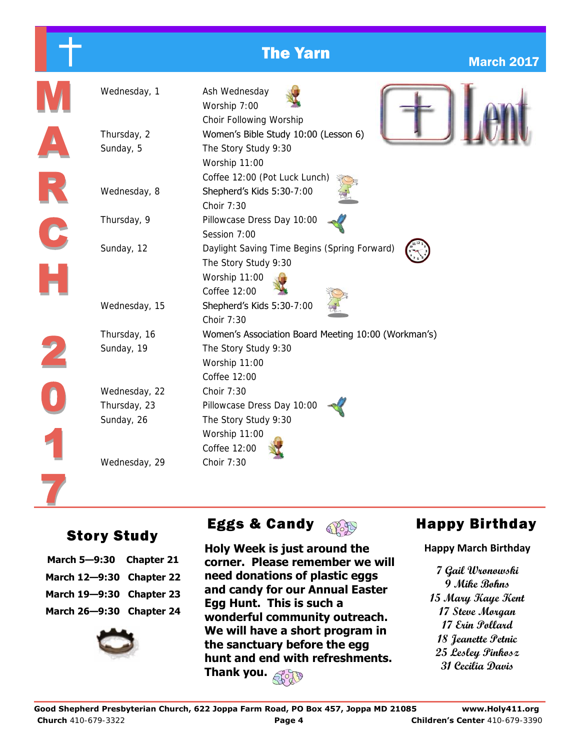# The Yarn

March 2017

MARCH 2017

| | |
|---|---|
| Wednesday, 1 | Ash Wednesday<br>Worship 7:00<br>Choir Following Worship |
| Thursday, 2 | Women's Bible Study 10:00 (Lesson 6) |
| Sunday, 5 | The Story Study 9:30<br>Worship 11:00<br>Coffee 12:00 (Pot Luck Lunch) |
| Wednesday, 8 | Shepherd's Kids 5:30-7:00<br>Choir 7:30 |
| Thursday, 9 | Pillowcase Dress Day 10:00<br>Session 7:00 |
| Sunday, 12 | Daylight Saving Time Begins (Spring Forward)<br>The Story Study 9:30<br>Worship 11:00<br>Coffee 12:00 |
| Wednesday, 15 | Shepherd's Kids 5:30-7:00<br>Choir 7:30 |
| Thursday, 16 | Women's Association Board Meeting 10:00 (Workman's) |
| Sunday, 19 | The Story Study 9:30<br>Worship 11:00<br>Coffee 12:00 |
| Wednesday, 22 | Choir 7:30 |
| Thursday, 23 | Pillowcase Dress Day 10:00 |
| Sunday, 26 | The Story Study 9:30<br>Worship 11:00<br>Coffee 12:00 |
| Wednesday, 29 | Choir 7:30 |

Lent

## Story Study

**March 5—9:30 Chapter 21**
**March 12—9:30 Chapter 22**
**March 19—9:30 Chapter 23**
**March 26—9:30 Chapter 24**

## Eggs & Candy

**Holy Week is just around the corner. Please remember we will need donations of plastic eggs and candy for our Annual Easter Egg Hunt. This is such a wonderful community outreach. We will have a short program in the sanctuary before the egg hunt and end with refreshments. Thank you.**

## Happy Birthday

**Happy March Birthday**

*7 Gail Wronowski*
*9 Mike Bohns*
*15 Mary Kaye Kent*
*17 Steve Morgan*
*17 Erin Pollard*
*18 Jeanette Petnic*
*25 Lesley Pinkosz*
*31 Cecilia Davis*

**Good Shepherd Presbyterian Church, 622 Joppa Farm Road, PO Box 457, Joppa MD 21085** **www.Holy411.org**
**Church** 410-679-3322 **Children's Center** 410-679-3390